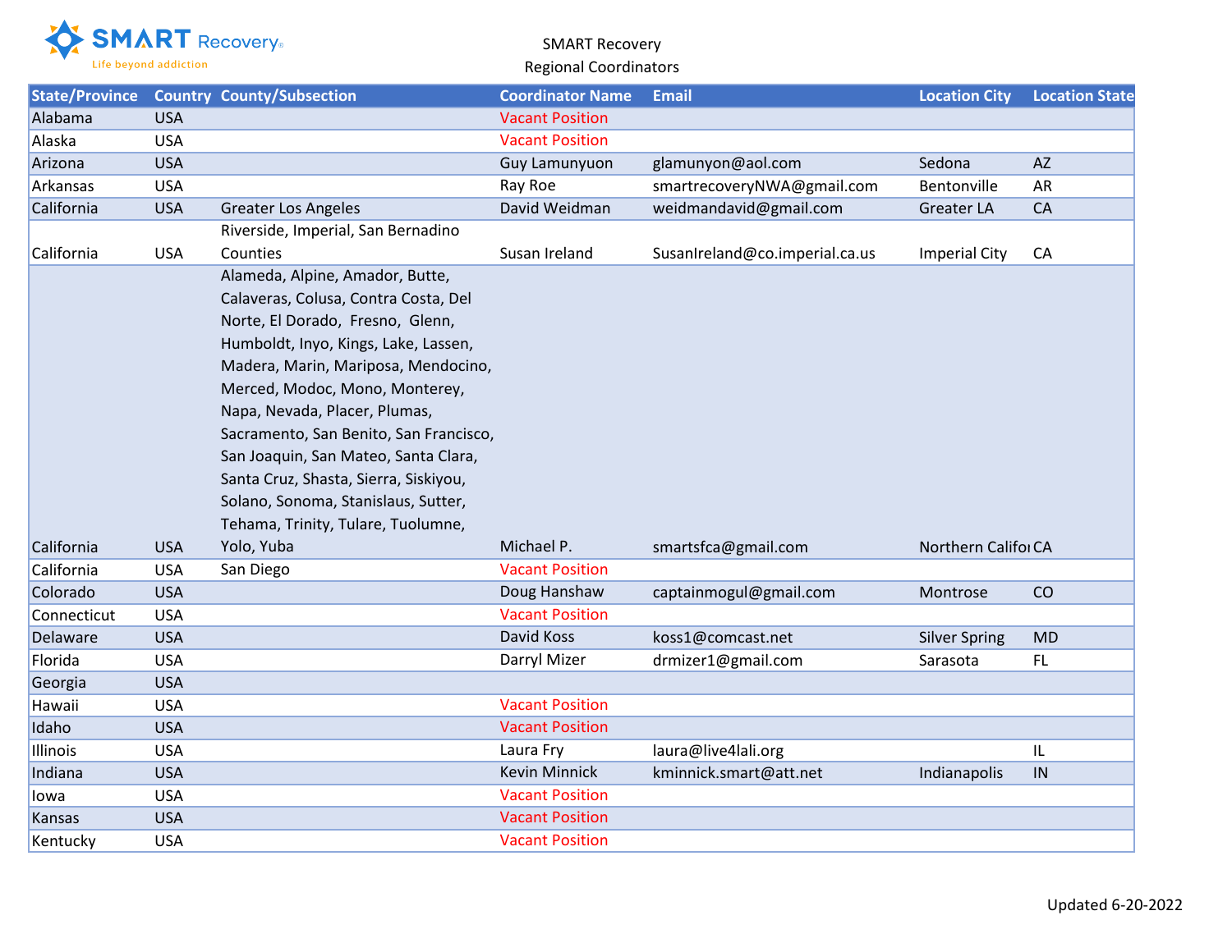SMART Recovery
Life beyond addiction

SMART Recovery
Regional Coordinators

| State/Province | Country | County/Subsection | Coordinator Name | Email | Location City | Location State |
|---|---|---|---|---|---|---|
| Alabama | USA | | Vacant Position | | | |
| Alaska | USA | | Vacant Position | | | |
| Arizona | USA | | Guy Lamunyuon | glamunyon@aol.com | Sedona | AZ |
| Arkansas | USA | | Ray Roe | smartrecoveryNWA@gmail.com | Bentonville | AR |
| California | USA | Greater Los Angeles | David Weidman | weidmandavid@gmail.com | Greater LA | CA |
| California | USA | Riverside, Imperial, San Bernadino Counties | Susan Ireland | SusanIreland@co.imperial.ca.us | Imperial City | CA |
| California | USA | Alameda, Alpine, Amador, Butte, Calaveras, Colusa, Contra Costa, Del Norte, El Dorado, Fresno, Glenn, Humboldt, Inyo, Kings, Lake, Lassen, Madera, Marin, Mariposa, Mendocino, Merced, Modoc, Mono, Monterey, Napa, Nevada, Placer, Plumas, Sacramento, San Benito, San Francisco, San Joaquin, San Mateo, Santa Clara, Santa Cruz, Shasta, Sierra, Siskiyou, Solano, Sonoma, Stanislaus, Sutter, Tehama, Trinity, Tulare, Tuolumne, Yolo, Yuba | Michael P. | smartsfca@gmail.com | Northern Califo | CA |
| California | USA | San Diego | Vacant Position | | | |
| Colorado | USA | | Doug Hanshaw | captainmogul@gmail.com | Montrose | CO |
| Connecticut | USA | | Vacant Position | | | |
| Delaware | USA | | David Koss | koss1@comcast.net | Silver Spring | MD |
| Florida | USA | | Darryl Mizer | drmizer1@gmail.com | Sarasota | FL |
| Georgia | USA | | | | | |
| Hawaii | USA | | Vacant Position | | | |
| Idaho | USA | | Vacant Position | | | |
| Illinois | USA | | Laura Fry | laura@live4lali.org | | IL |
| Indiana | USA | | Kevin Minnick | kminnick.smart@att.net | Indianapolis | IN |
| Iowa | USA | | Vacant Position | | | |
| Kansas | USA | | Vacant Position | | | |
| Kentucky | USA | | Vacant Position | | | |

Updated 6-20-2022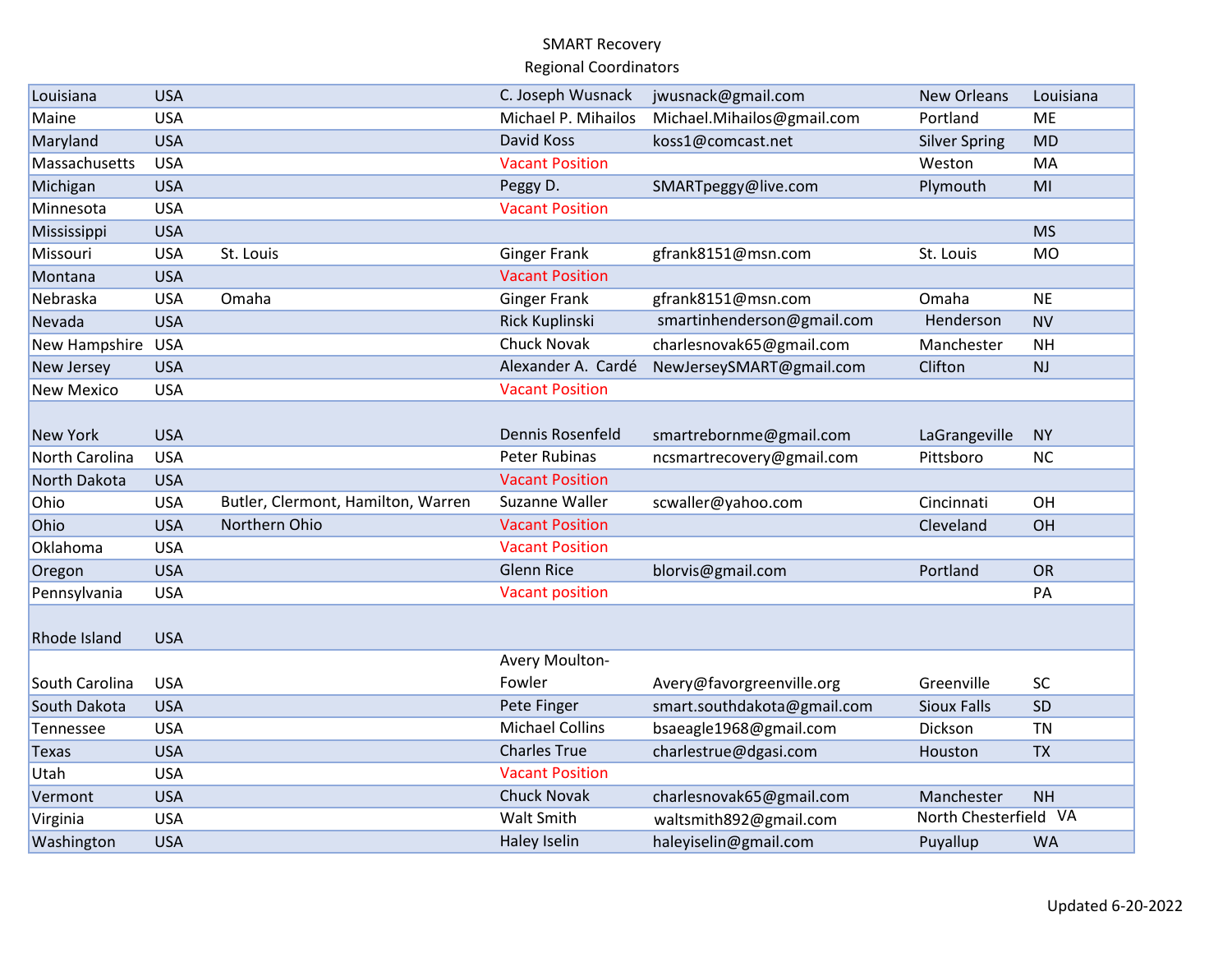SMART Recovery
Regional Coordinators

| | | | | | | |
|---|---|---|---|---|---|---|
| Louisiana | USA | | C. Joseph Wusnack | jwusnack@gmail.com | New Orleans | Louisiana |
| Maine | USA | | Michael P. Mihailos | Michael.Mihailos@gmail.com | Portland | ME |
| Maryland | USA | | David Koss | koss1@comcast.net | Silver Spring | MD |
| Massachusetts | USA | | Vacant Position | | Weston | MA |
| Michigan | USA | | Peggy D. | SMARTpeggy@live.com | Plymouth | MI |
| Minnesota | USA | | Vacant Position | | | |
| Mississippi | USA | | | | | MS |
| Missouri | USA | St. Louis | Ginger Frank | gfrank8151@msn.com | St. Louis | MO |
| Montana | USA | | Vacant Position | | | |
| Nebraska | USA | Omaha | Ginger Frank | gfrank8151@msn.com | Omaha | NE |
| Nevada | USA | | Rick Kuplinski | smartinhenderson@gmail.com | Henderson | NV |
| New Hampshire | USA | | Chuck Novak | charlesnovak65@gmail.com | Manchester | NH |
| New Jersey | USA | | Alexander A. Cardé | NewJerseySMART@gmail.com | Clifton | NJ |
| New Mexico | USA | | Vacant Position | | | |
| New York | USA | | Dennis Rosenfeld | smartrebornme@gmail.com | LaGrangeville | NY |
| North Carolina | USA | | Peter Rubinas | ncsmartrecovery@gmail.com | Pittsboro | NC |
| North Dakota | USA | | Vacant Position | | | |
| Ohio | USA | Butler, Clermont, Hamilton, Warren | Suzanne Waller | scwaller@yahoo.com | Cincinnati | OH |
| Ohio | USA | Northern Ohio | Vacant Position | | Cleveland | OH |
| Oklahoma | USA | | Vacant Position | | | |
| Oregon | USA | | Glenn Rice | blorvis@gmail.com | Portland | OR |
| Pennsylvania | USA | | Vacant position | | | PA |
| Rhode Island | USA | | | | | |
| South Carolina | USA | | Avery Moulton-Fowler | Avery@favorgreenville.org | Greenville | SC |
| South Dakota | USA | | Pete Finger | smart.southdakota@gmail.com | Sioux Falls | SD |
| Tennessee | USA | | Michael Collins | bsaeagle1968@gmail.com | Dickson | TN |
| Texas | USA | | Charles True | charlestrue@dgasi.com | Houston | TX |
| Utah | USA | | Vacant Position | | | |
| Vermont | USA | | Chuck Novak | charlesnovak65@gmail.com | Manchester | NH |
| Virginia | USA | | Walt Smith | waltsmith892@gmail.com | North Chesterfield | VA |
| Washington | USA | | Haley Iselin | haleyiselin@gmail.com | Puyallup | WA |

Updated 6-20-2022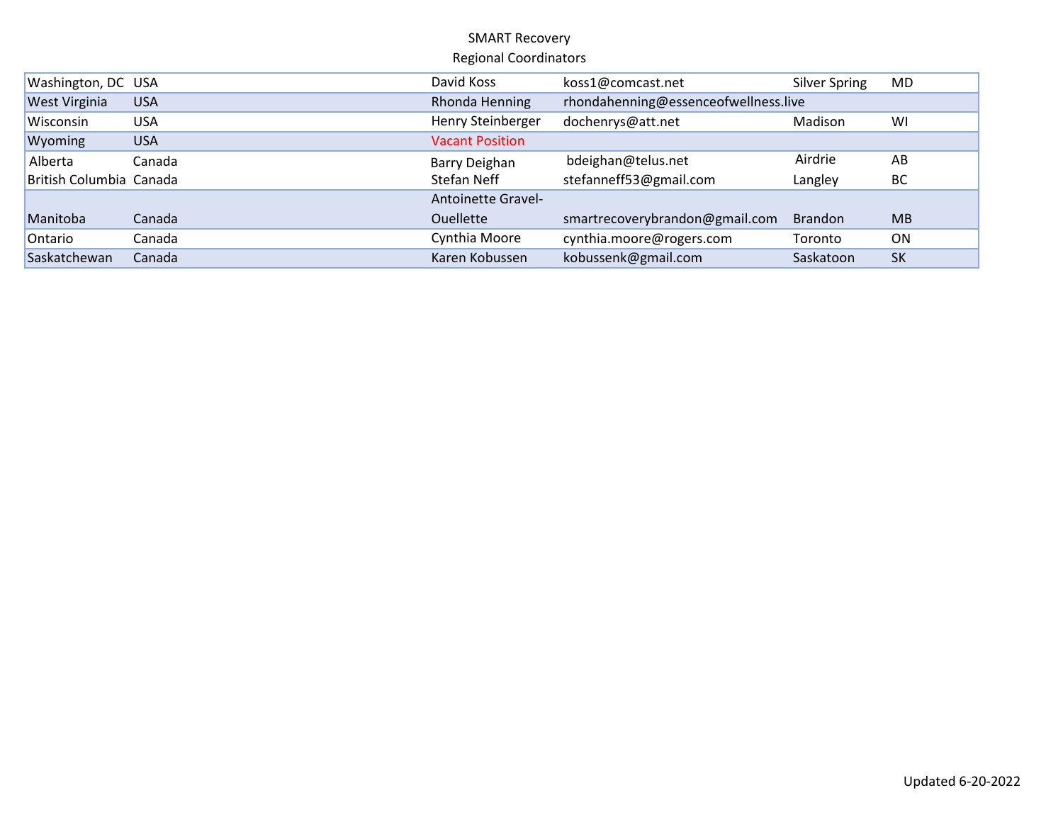SMART Recovery
Regional Coordinators

| | | | | | |
|---|---|---|---|---|---|
| Washington, DC | USA | David Koss | koss1@comcast.net | Silver Spring | MD |
| West Virginia | USA | Rhonda Henning | rhondahenning@essenceofwellness.live | | |
| Wisconsin | USA | Henry Steinberger | dochenrys@att.net | Madison | WI |
| Wyoming | USA | Vacant Position | | | |
| Alberta | Canada | Barry Deighan | bdeighan@telus.net | Airdrie | AB |
| British Columbia | Canada | Stefan Neff | stefanneff53@gmail.com | Langley | BC |
| Manitoba | Canada | Antoinette Gravel-Ouellette | smartrecoverybrandon@gmail.com | Brandon | MB |
| Ontario | Canada | Cynthia Moore | cynthia.moore@rogers.com | Toronto | ON |
| Saskatchewan | Canada | Karen Kobussen | kobussenk@gmail.com | Saskatoon | SK |

Updated 6-20-2022